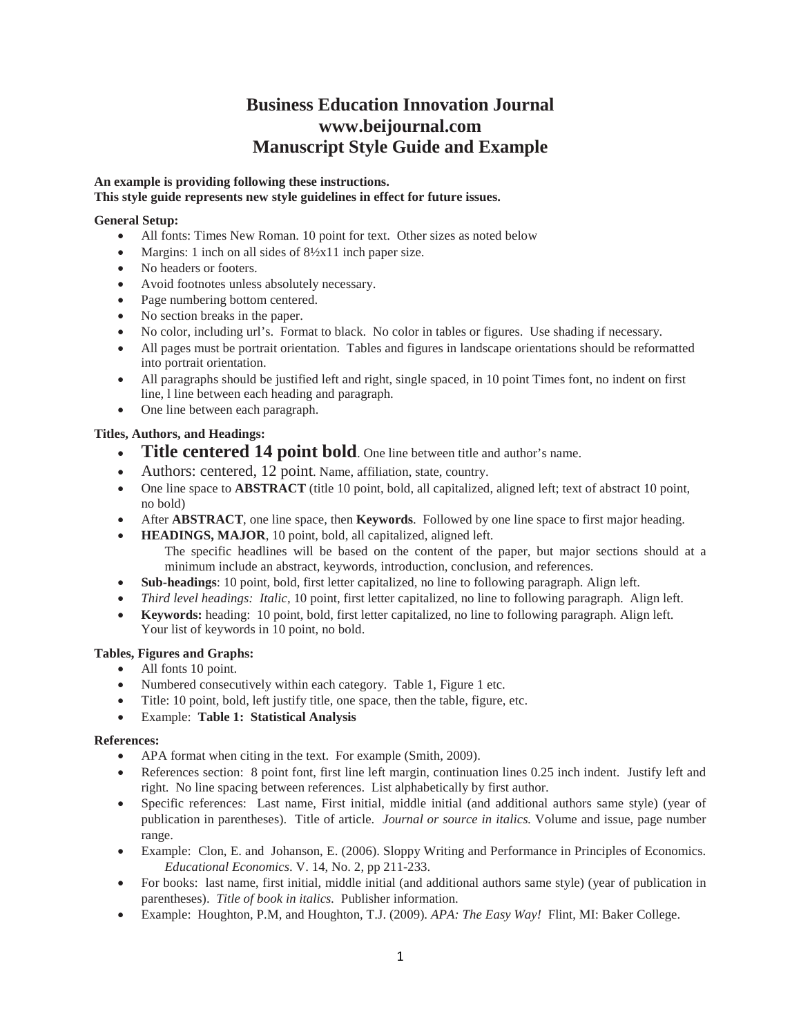# Business Education Innovation Journal
# www.beijournal.com
# Manuscript Style Guide and Example

**An example is providing following these instructions.**
**This style guide represents new style guidelines in effect for future issues.**

**General Setup:**

- All fonts: Times New Roman. 10 point for text. Other sizes as noted below
- Margins: 1 inch on all sides of 8½x11 inch paper size.
- No headers or footers.
- Avoid footnotes unless absolutely necessary.
- Page numbering bottom centered.
- No section breaks in the paper.
- No color, including url's. Format to black. No color in tables or figures. Use shading if necessary.
- All pages must be portrait orientation. Tables and figures in landscape orientations should be reformatted into portrait orientation.
- All paragraphs should be justified left and right, single spaced, in 10 point Times font, no indent on first line, l line between each heading and paragraph.
- One line between each paragraph.

**Titles, Authors, and Headings:**

- **Title centered 14 point bold**. One line between title and author's name.
- Authors: centered, 12 point. Name, affiliation, state, country.
- One line space to **ABSTRACT** (title 10 point, bold, all capitalized, aligned left; text of abstract 10 point, no bold)
- After **ABSTRACT**, one line space, then **Keywords**. Followed by one line space to first major heading.
- **HEADINGS, MAJOR**, 10 point, bold, all capitalized, aligned left.
  The specific headlines will be based on the content of the paper, but major sections should at a minimum include an abstract, keywords, introduction, conclusion, and references.
- **Sub-headings**: 10 point, bold, first letter capitalized, no line to following paragraph. Align left.
- *Third level headings: Italic*, 10 point, first letter capitalized, no line to following paragraph. Align left.
- **Keywords:** heading: 10 point, bold, first letter capitalized, no line to following paragraph. Align left. Your list of keywords in 10 point, no bold.

**Tables, Figures and Graphs:**

- All fonts 10 point.
- Numbered consecutively within each category. Table 1, Figure 1 etc.
- Title: 10 point, bold, left justify title, one space, then the table, figure, etc.
- Example: **Table 1: Statistical Analysis**

**References:**

- APA format when citing in the text. For example (Smith, 2009).
- References section: 8 point font, first line left margin, continuation lines 0.25 inch indent. Justify left and right. No line spacing between references. List alphabetically by first author.
- Specific references: Last name, First initial, middle initial (and additional authors same style) (year of publication in parentheses). Title of article. *Journal or source in italics.* Volume and issue, page number range.
- Example: Clon, E. and Johanson, E. (2006). Sloppy Writing and Performance in Principles of Economics. *Educational Economics*. V. 14, No. 2, pp 211-233.
- For books: last name, first initial, middle initial (and additional authors same style) (year of publication in parentheses). *Title of book in italics.* Publisher information.
- Example: Houghton, P.M, and Houghton, T.J. (2009). *APA: The Easy Way!* Flint, MI: Baker College.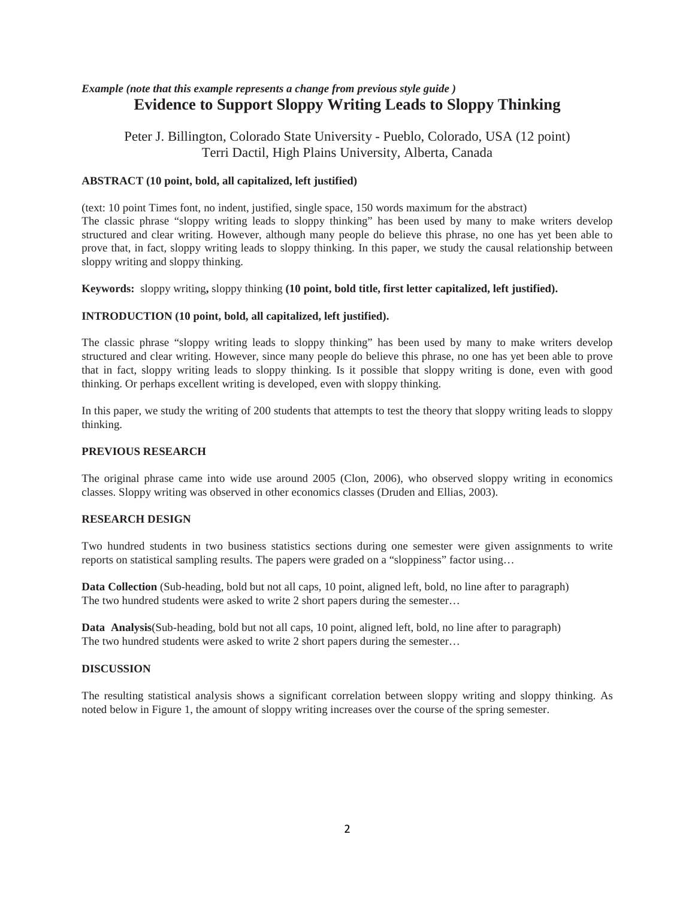***Example (note that this example represents a change from previous style guide )***

# Evidence to Support Sloppy Writing Leads to Sloppy Thinking

Peter J. Billington, Colorado State University - Pueblo, Colorado, USA (12 point)
Terri Dactil, High Plains University, Alberta, Canada

**ABSTRACT (10 point, bold, all capitalized, left justified)**

(text: 10 point Times font, no indent, justified, single space, 150 words maximum for the abstract)
The classic phrase "sloppy writing leads to sloppy thinking" has been used by many to make writers develop structured and clear writing. However, although many people do believe this phrase, no one has yet been able to prove that, in fact, sloppy writing leads to sloppy thinking. In this paper, we study the causal relationship between sloppy writing and sloppy thinking.

**Keywords:** sloppy writing**,** sloppy thinking **(10 point, bold title, first letter capitalized, left justified).**

**INTRODUCTION (10 point, bold, all capitalized, left justified).**

The classic phrase "sloppy writing leads to sloppy thinking" has been used by many to make writers develop structured and clear writing. However, since many people do believe this phrase, no one has yet been able to prove that in fact, sloppy writing leads to sloppy thinking. Is it possible that sloppy writing is done, even with good thinking. Or perhaps excellent writing is developed, even with sloppy thinking.

In this paper, we study the writing of 200 students that attempts to test the theory that sloppy writing leads to sloppy thinking.

**PREVIOUS RESEARCH**

The original phrase came into wide use around 2005 (Clon, 2006), who observed sloppy writing in economics classes. Sloppy writing was observed in other economics classes (Druden and Ellias, 2003).

**RESEARCH DESIGN**

Two hundred students in two business statistics sections during one semester were given assignments to write reports on statistical sampling results. The papers were graded on a "sloppiness" factor using…

**Data Collection** (Sub-heading, bold but not all caps, 10 point, aligned left, bold, no line after to paragraph)
The two hundred students were asked to write 2 short papers during the semester…

**Data Analysis**(Sub-heading, bold but not all caps, 10 point, aligned left, bold, no line after to paragraph)
The two hundred students were asked to write 2 short papers during the semester…

**DISCUSSION**

The resulting statistical analysis shows a significant correlation between sloppy writing and sloppy thinking. As noted below in Figure 1, the amount of sloppy writing increases over the course of the spring semester.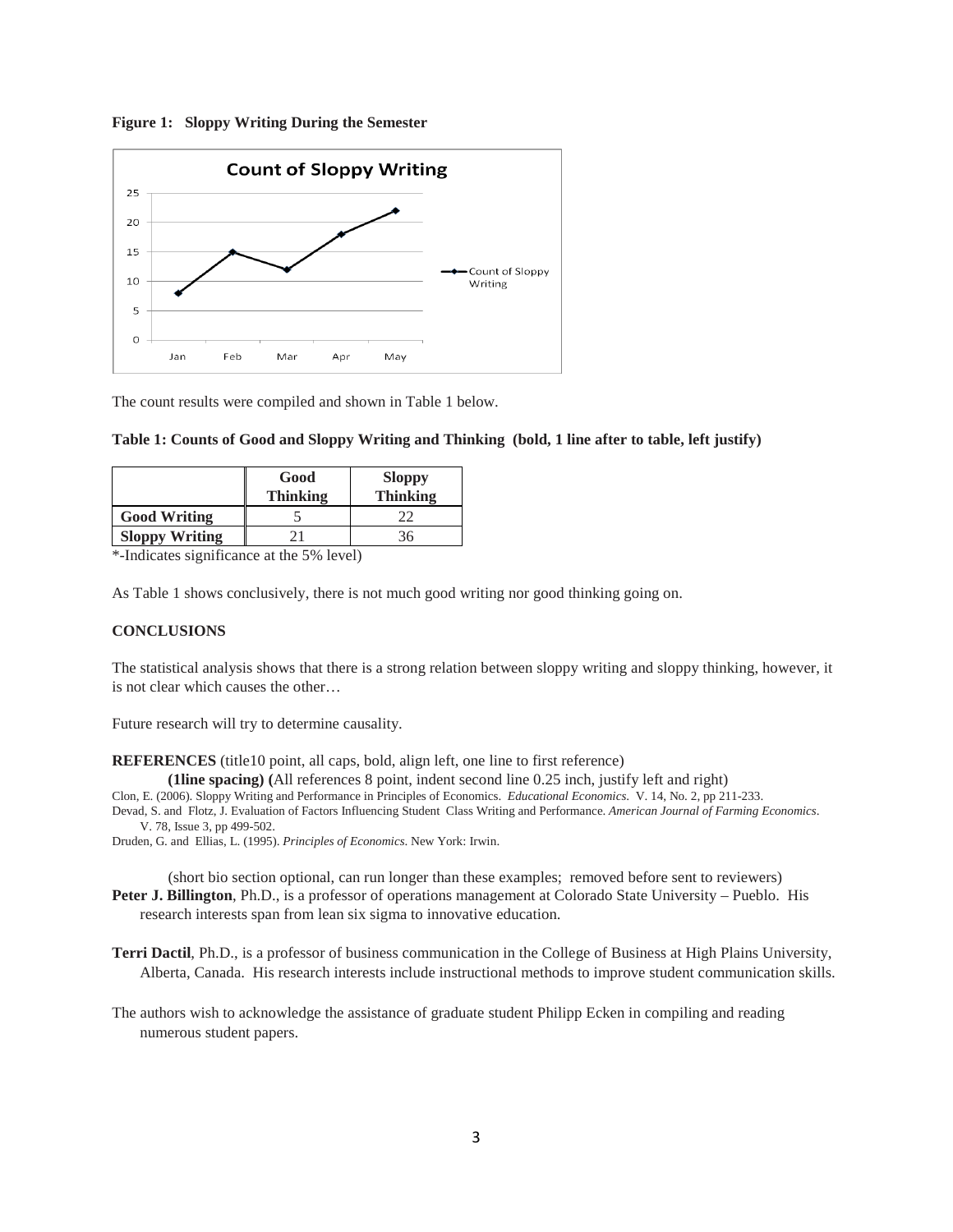**Figure 1: Sloppy Writing During the Semester**

The count results were compiled and shown in Table 1 below.

**Table 1: Counts of Good and Sloppy Writing and Thinking (bold, 1 line after to table, left justify)**

| | Good Thinking | Sloppy Thinking |
|---|---|---|
| **Good Writing** | 5 | 22 |
| **Sloppy Writing** | 21 | 36 |

*-Indicates significance at the 5% level)

As Table 1 shows conclusively, there is not much good writing nor good thinking going on.

**CONCLUSIONS**

The statistical analysis shows that there is a strong relation between sloppy writing and sloppy thinking, however, it is not clear which causes the other…

Future research will try to determine causality.

**REFERENCES** (title10 point, all caps, bold, align left, one line to first reference)

**(1line spacing) (**All references 8 point, indent second line 0.25 inch, justify left and right)

Clon, E. (2006). Sloppy Writing and Performance in Principles of Economics. *Educational Economics.* V. 14, No. 2, pp 211-233.

Devad, S. and Flotz, J. Evaluation of Factors Influencing Student Class Writing and Performance. *American Journal of Farming Economics*. V. 78, Issue 3, pp 499-502.

Druden, G. and Ellias, L. (1995). *Principles of Economics*. New York: Irwin.

(short bio section optional, can run longer than these examples; removed before sent to reviewers)

**Peter J. Billington**, Ph.D., is a professor of operations management at Colorado State University – Pueblo. His research interests span from lean six sigma to innovative education.

**Terri Dactil**, Ph.D., is a professor of business communication in the College of Business at High Plains University, Alberta, Canada. His research interests include instructional methods to improve student communication skills.

The authors wish to acknowledge the assistance of graduate student Philipp Ecken in compiling and reading numerous student papers.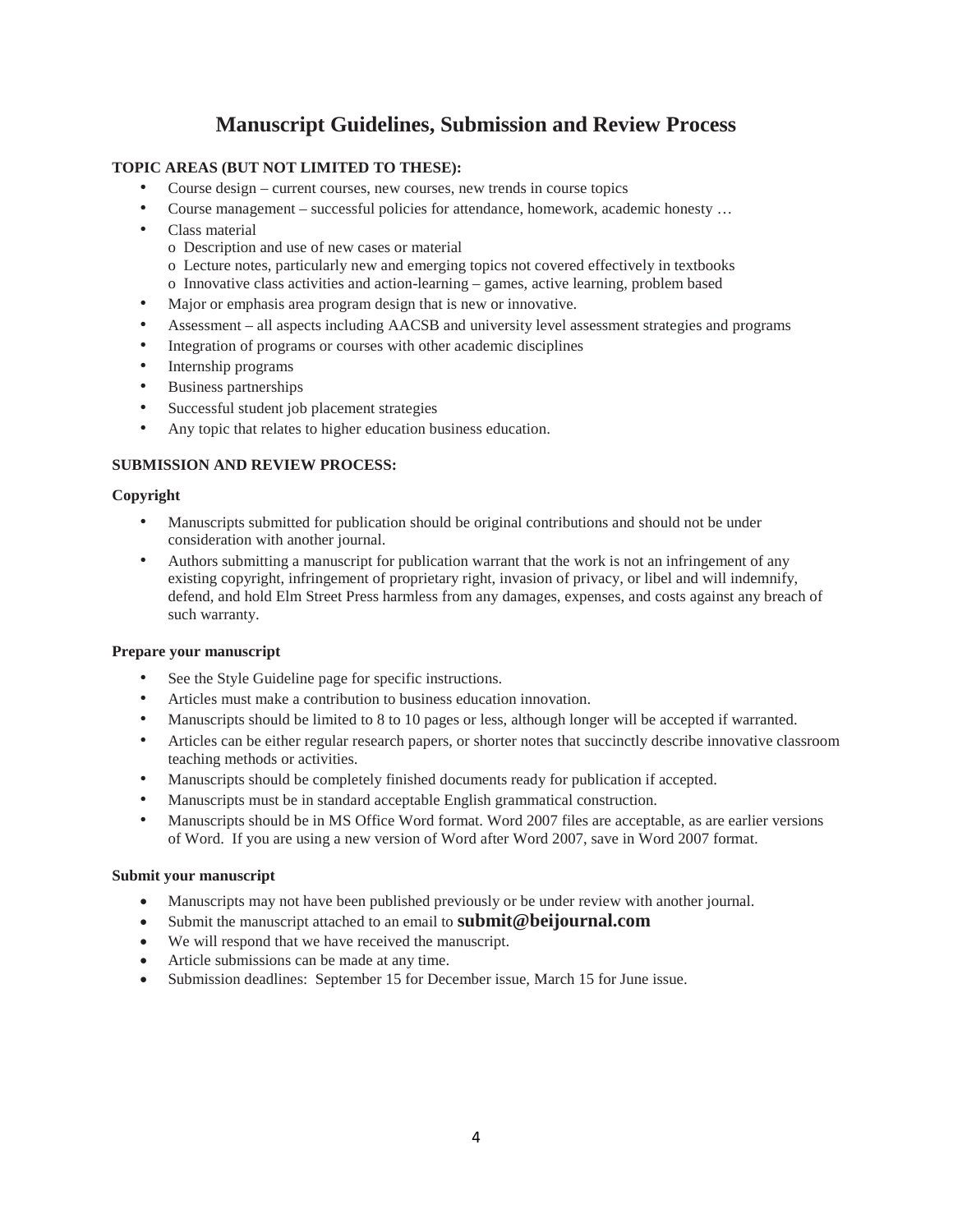# Manuscript Guidelines, Submission and Review Process

**TOPIC AREAS (BUT NOT LIMITED TO THESE):**

- Course design – current courses, new courses, new trends in course topics
- Course management – successful policies for attendance, homework, academic honesty …
- Class material
  - Description and use of new cases or material
  - Lecture notes, particularly new and emerging topics not covered effectively in textbooks
  - Innovative class activities and action-learning – games, active learning, problem based
- Major or emphasis area program design that is new or innovative.
- Assessment – all aspects including AACSB and university level assessment strategies and programs
- Integration of programs or courses with other academic disciplines
- Internship programs
- Business partnerships
- Successful student job placement strategies
- Any topic that relates to higher education business education.

**SUBMISSION AND REVIEW PROCESS:**

**Copyright**

- Manuscripts submitted for publication should be original contributions and should not be under consideration with another journal.
- Authors submitting a manuscript for publication warrant that the work is not an infringement of any existing copyright, infringement of proprietary right, invasion of privacy, or libel and will indemnify, defend, and hold Elm Street Press harmless from any damages, expenses, and costs against any breach of such warranty.

**Prepare your manuscript**

- See the Style Guideline page for specific instructions.
- Articles must make a contribution to business education innovation.
- Manuscripts should be limited to 8 to 10 pages or less, although longer will be accepted if warranted.
- Articles can be either regular research papers, or shorter notes that succinctly describe innovative classroom teaching methods or activities.
- Manuscripts should be completely finished documents ready for publication if accepted.
- Manuscripts must be in standard acceptable English grammatical construction.
- Manuscripts should be in MS Office Word format. Word 2007 files are acceptable, as are earlier versions of Word. If you are using a new version of Word after Word 2007, save in Word 2007 format.

**Submit your manuscript**

- Manuscripts may not have been published previously or be under review with another journal.
- Submit the manuscript attached to an email to **submit@beijournal.com**
- We will respond that we have received the manuscript.
- Article submissions can be made at any time.
- Submission deadlines: September 15 for December issue, March 15 for June issue.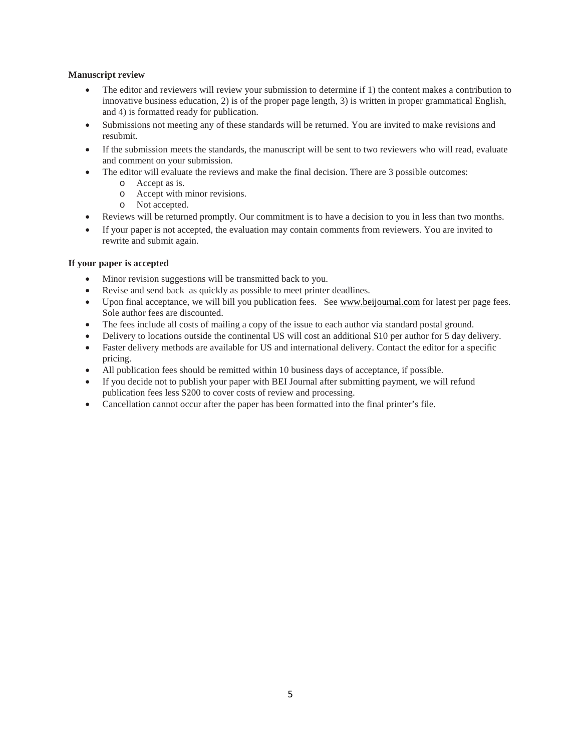**Manuscript review**

- The editor and reviewers will review your submission to determine if 1) the content makes a contribution to innovative business education, 2) is of the proper page length, 3) is written in proper grammatical English, and 4) is formatted ready for publication.
- Submissions not meeting any of these standards will be returned. You are invited to make revisions and resubmit.
- If the submission meets the standards, the manuscript will be sent to two reviewers who will read, evaluate and comment on your submission.
- The editor will evaluate the reviews and make the final decision. There are 3 possible outcomes:
    - Accept as is.
    - Accept with minor revisions.
    - Not accepted.
- Reviews will be returned promptly. Our commitment is to have a decision to you in less than two months.
- If your paper is not accepted, the evaluation may contain comments from reviewers. You are invited to rewrite and submit again.

**If your paper is accepted**

- Minor revision suggestions will be transmitted back to you.
- Revise and send back as quickly as possible to meet printer deadlines.
- Upon final acceptance, we will bill you publication fees. See www.beijournal.com for latest per page fees. Sole author fees are discounted.
- The fees include all costs of mailing a copy of the issue to each author via standard postal ground.
- Delivery to locations outside the continental US will cost an additional $10 per author for 5 day delivery.
- Faster delivery methods are available for US and international delivery. Contact the editor for a specific pricing.
- All publication fees should be remitted within 10 business days of acceptance, if possible.
- If you decide not to publish your paper with BEI Journal after submitting payment, we will refund publication fees less $200 to cover costs of review and processing.
- Cancellation cannot occur after the paper has been formatted into the final printer's file.